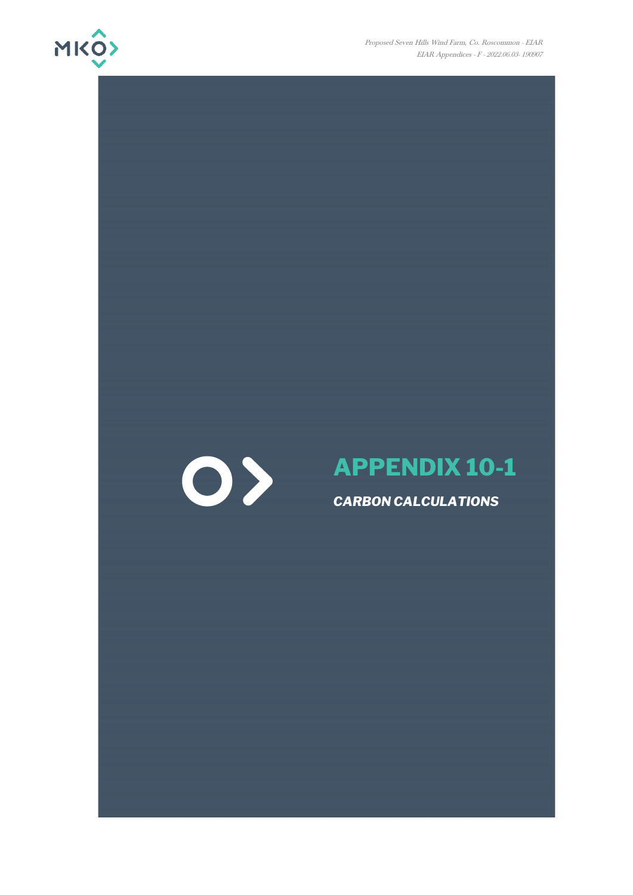# APPENDIX 10-1

***CARBON CALCULATIONS***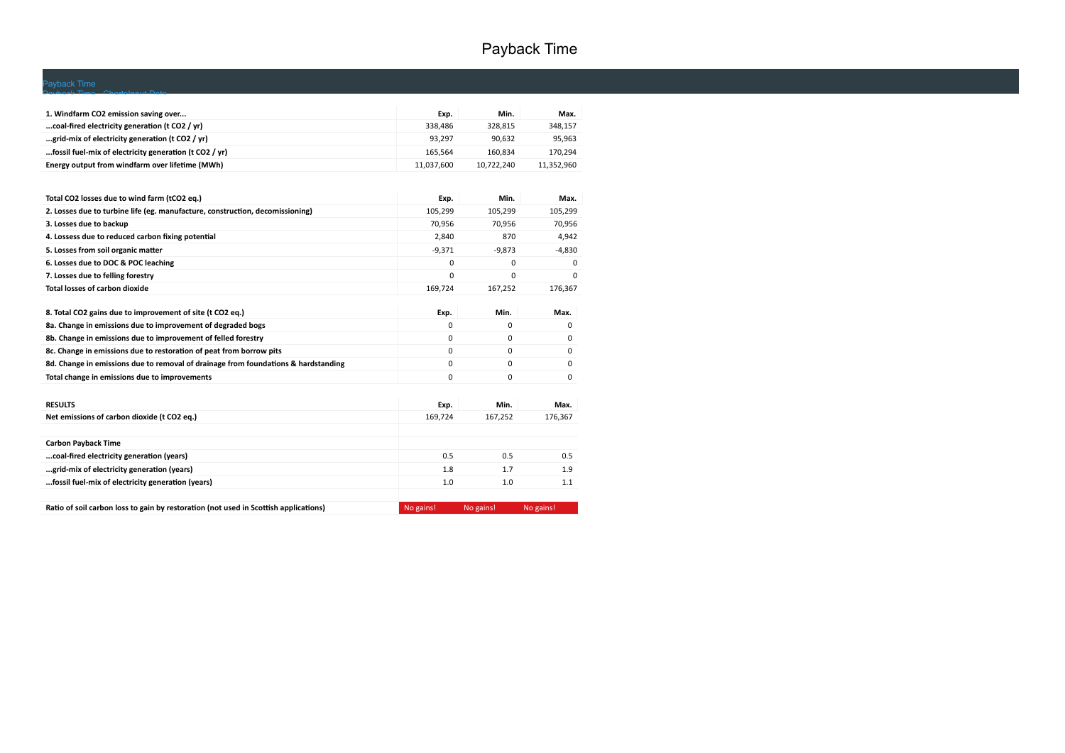# Payback Time

Payback Time

Payback Time - Charts Input Data

| 1. Windfarm $CO_2$ emission saving over... | Exp. | Min. | Max. |
|---|---|---|---|
| ...coal-fired electricity generation (t $CO_2$ / yr) | 338,486 | 328,815 | 348,157 |
| ...grid-mix of electricity generation (t $CO_2$ / yr) | 93,297 | 90,632 | 95,963 |
| ...fossil fuel-mix of electricity generation (t $CO_2$ / yr) | 165,564 | 160,834 | 170,294 |
| Energy output from windfarm over lifetime (MWh) | 11,037,600 | 10,722,240 | 11,352,960 |

| Total $CO_2$ losses due to wind farm (t$CO_2$ eq.) | Exp. | Min. | Max. |
|---|---|---|---|
| 2. Losses due to turbine life (eg. manufacture, construction, decomissioning) | 105,299 | 105,299 | 105,299 |
| 3. Losses due to backup | 70,956 | 70,956 | 70,956 |
| 4. Lossess due to reduced carbon fixing potential | 2,840 | 870 | 4,942 |
| 5. Losses from soil organic matter | -9,371 | -9,873 | -4,830 |
| 6. Losses due to DOC & POC leaching | 0 | 0 | 0 |
| 7. Losses due to felling forestry | 0 | 0 | 0 |
| Total losses of carbon dioxide | 169,724 | 167,252 | 176,367 |

| 8. Total $CO_2$ gains due to improvement of site (t $CO_2$ eq.) | Exp. | Min. | Max. |
|---|---|---|---|
| 8a. Change in emissions due to improvement of degraded bogs | 0 | 0 | 0 |
| 8b. Change in emissions due to improvement of felled forestry | 0 | 0 | 0 |
| 8c. Change in emissions due to restoration of peat from borrow pits | 0 | 0 | 0 |
| 8d. Change in emissions due to removal of drainage from foundations & hardstanding | 0 | 0 | 0 |
| Total change in emissions due to improvements | 0 | 0 | 0 |

| RESULTS | Exp. | Min. | Max. |
|---|---|---|---|
| Net emissions of carbon dioxide (t $CO_2$ eq.) | 169,724 | 167,252 | 176,367 |
| | | | |
| Carbon Payback Time | | | |
| ...coal-fired electricity generation (years) | 0.5 | 0.5 | 0.5 |
| ...grid-mix of electricity generation (years) | 1.8 | 1.7 | 1.9 |
| ...fossil fuel-mix of electricity generation (years) | 1.0 | 1.0 | 1.1 |
| | | | |
| Ratio of soil carbon loss to gain by restoration (not used in Scottish applications) | No gains! | No gains! | No gains! |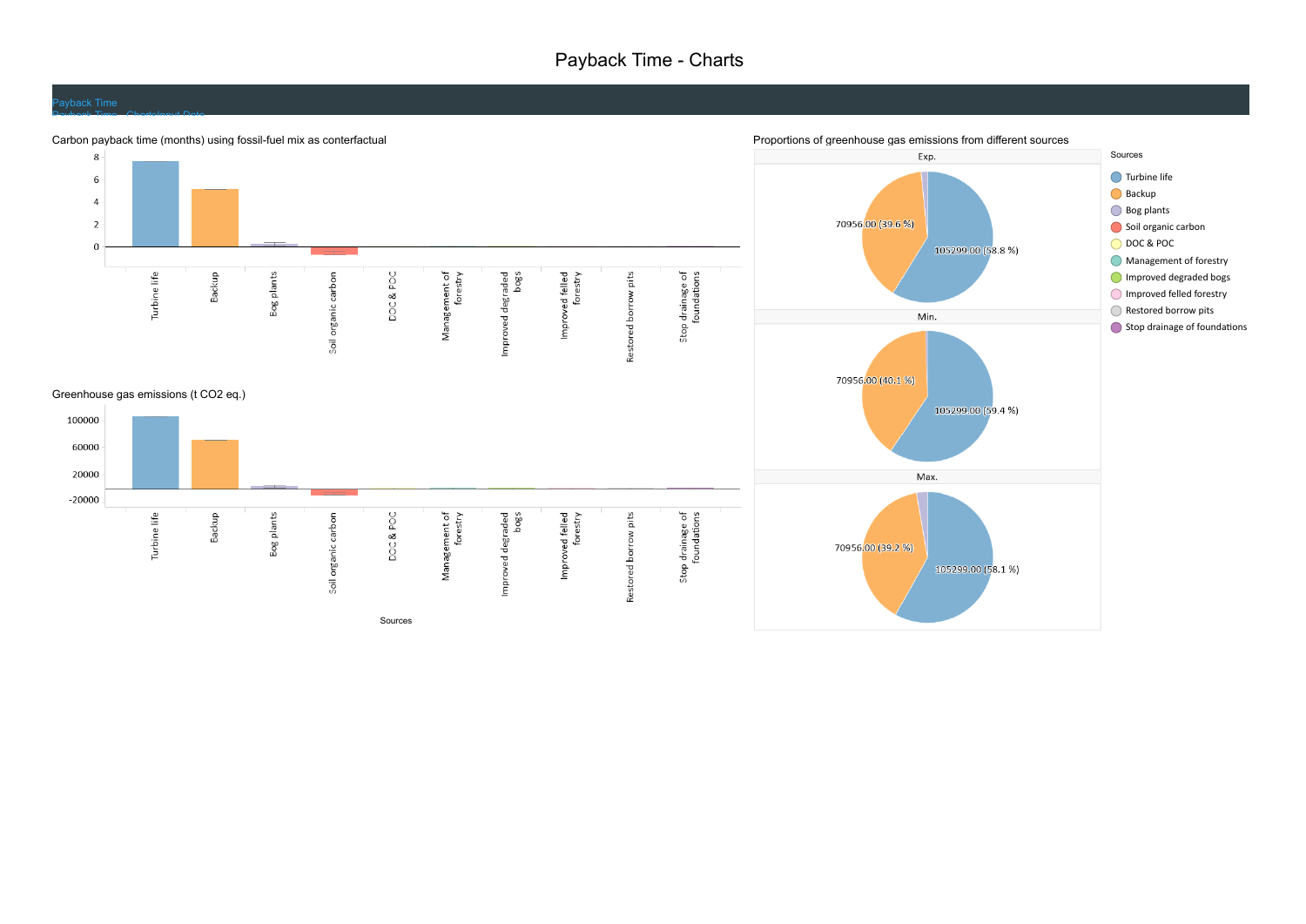# Payback Time - Charts

Payback Time
Payback Time - ChartsInput Data

Carbon payback time (months) using fossil-fuel mix as conterfactual

8
6
4
2
0

Turbine life | Backup | Bog plants | Soil organic carbon | DOC & POC | Management of forestry | Improved degraded bogs | Improved felled forestry | Restored borrow pits | Stop drainage of foundations

Greenhouse gas emissions (t CO2 eq.)

100000
60000
20000
-20000

Turbine life | Backup | Bog plants | Soil organic carbon | DOC & POC | Management of forestry | Improved degraded bogs | Improved felled forestry | Restored borrow pits | Stop drainage of foundations

Sources

Proportions of greenhouse gas emissions from different sources

Exp.

70956.00 (39.6 %)
105299.00 (58.8 %)

Min.

70956.00 (40.1 %)
105299.00 (59.4 %)

Max.

70956.00 (39.2 %)
105299.00 (58.1 %)

Sources

- Turbine life
- Backup
- Bog plants
- Soil organic carbon
- DOC & POC
- Management of forestry
- Improved degraded bogs
- Improved felled forestry
- Restored borrow pits
- Stop drainage of foundations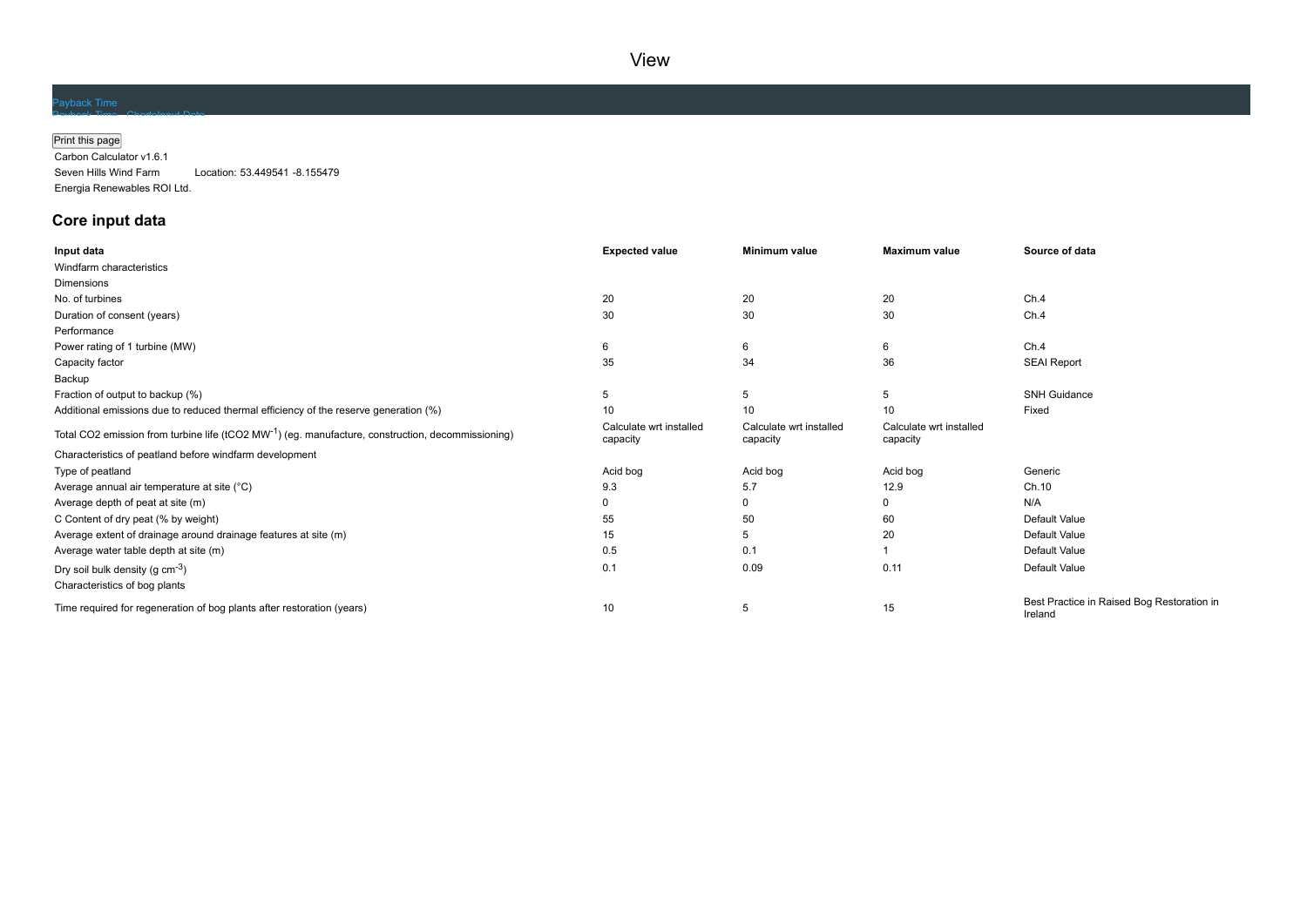# View

Payback Time

Print this page

Carbon Calculator v1.6.1

Seven Hills Wind Farm Location: 53.449541 -8.155479

Energia Renewables ROI Ltd.

## Core input data

| Input data | Expected value | Minimum value | Maximum value | Source of data |
|---|---|---|---|---|
| Windfarm characteristics | | | | |
| Dimensions | | | | |
| No. of turbines | 20 | 20 | 20 | Ch.4 |
| Duration of consent (years) | 30 | 30 | 30 | Ch.4 |
| Performance | | | | |
| Power rating of 1 turbine (MW) | 6 | 6 | 6 | Ch.4 |
| Capacity factor | 35 | 34 | 36 | SEAI Report |
| Backup | | | | |
| Fraction of output to backup (%) | 5 | 5 | 5 | SNH Guidance |
| Additional emissions due to reduced thermal efficiency of the reserve generation (%) | 10 | 10 | 10 | Fixed |
| Total $CO_2$ emission from turbine life ($tCO_2$ $MW^{-1}$) (eg. manufacture, construction, decommissioning) | Calculate wrt installed capacity | Calculate wrt installed capacity | Calculate wrt installed capacity | |
| Characteristics of peatland before windfarm development | | | | |
| Type of peatland | Acid bog | Acid bog | Acid bog | Generic |
| Average annual air temperature at site (°C) | 9.3 | 5.7 | 12.9 | Ch.10 |
| Average depth of peat at site (m) | 0 | 0 | 0 | N/A |
| C Content of dry peat (% by weight) | 55 | 50 | 60 | Default Value |
| Average extent of drainage around drainage features at site (m) | 15 | 5 | 20 | Default Value |
| Average water table depth at site (m) | 0.5 | 0.1 | 1 | Default Value |
| Dry soil bulk density (g $cm^{-3}$) | 0.1 | 0.09 | 0.11 | Default Value |
| Characteristics of bog plants | | | | |
| Time required for regeneration of bog plants after restoration (years) | 10 | 5 | 15 | Best Practice in Raised Bog Restoration in Ireland |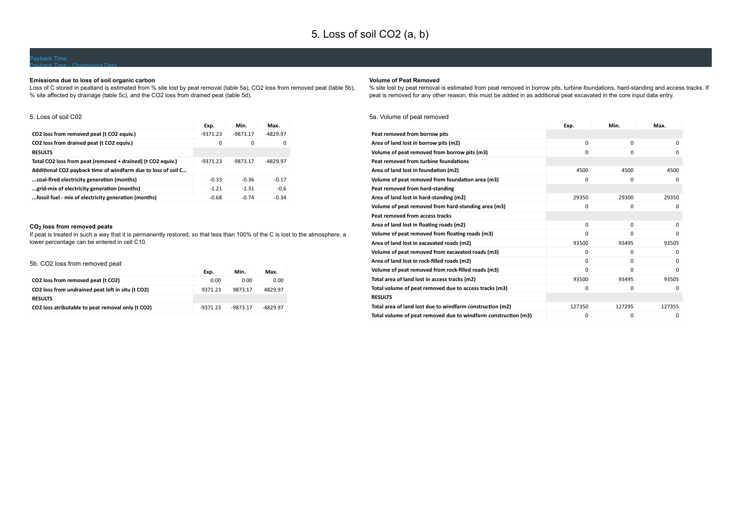# 5. Loss of soil CO2 (a, b)

Payback Time
Payback Time - ChartsInput Data

### Emissions due to loss of soil organic carbon

Loss of C stored in peatland is estimated from % site lost by peat removal (table 5a), CO2 loss from removed peat (table 5b), % site affected by drainage (table 5c), and the CO2 loss from drained peat (table 5d).

5. Loss of soil C02

| | Exp. | Min. | Max. |
|---|---|---|---|
| **CO2 loss from removed peat (t CO2 equiv.)** | -9371.23 | -9873.17 | -4829.97 |
| **CO2 loss from drained peat (t CO2 equiv.)** | 0 | 0 | 0 |
| **RESULTS** | | | |
| **Total CO2 loss from peat (removed + drained) (t CO2 equiv.)** | -9371.23 | -9873.17 | -4829.97 |
| **Additional CO2 payback time of windfarm due to loss of soil C...** | | | |
| **...coal-fired electricity generation (months)** | -0.33 | -0.36 | -0.17 |
| **...grid-mix of electricity generation (months)** | -1.21 | -1.31 | -0.6 |
| **...fossil fuel - mix of electricity generation (months)** | -0.68 | -0.74 | -0.34 |

### $CO_2$ loss from removed peats

If peat is treated in such a way that it is permanently restored, so that less than 100% of the C is lost to the atmosphere, a lower percentage can be entered in cell C10.

5b. CO2 loss from removed peat

| | Exp. | Min. | Max. |
|---|---|---|---|
| **CO2 loss from removed peat (t CO2)** | 0.00 | 0.00 | 0.00 |
| **CO2 loss from undrained peat left in situ (t CO2)** | 9371.23 | 9873.17 | 4829.97 |
| **RESULTS** | | | |
| **CO2 loss atributable to peat removal only (t CO2)** | -9371.23 | -9873.17 | -4829.97 |

### Volume of Peat Removed

% site lost by peat removal is estimated from peat removed in borrow pits, turbine foundations, hard-standing and access tracks. If peat is removed for any other reason, this must be added in as additional peat excavated in the core input data entry.

5a. Volume of peat removed

| | Exp. | Min. | Max. |
|---|---|---|---|
| **Peat removed from borrow pits** | | | |
| **Area of land lost in borrow pits (m2)** | 0 | 0 | 0 |
| **Volume of peat removed from borrow pits (m3)** | 0 | 0 | 0 |
| **Peat removed from turbine foundations** | | | |
| **Area of land lost in foundation (m2)** | 4500 | 4500 | 4500 |
| **Volume of peat removed from foundation area (m3)** | 0 | 0 | 0 |
| **Peat removed from hard-standing** | | | |
| **Area of land lost in hard-standing (m2)** | 29350 | 29300 | 29350 |
| **Volume of peat removed from hard-standing area (m3)** | 0 | 0 | 0 |
| **Peat removed from access tracks** | | | |
| **Area of land lost in floating roads (m2)** | 0 | 0 | 0 |
| **Volume of peat removed from floating roads (m3)** | 0 | 0 | 0 |
| **Area of land lost in excavated roads (m2)** | 93500 | 93495 | 93505 |
| **Volume of peat removed from excavated roads (m3)** | 0 | 0 | 0 |
| **Area of land lost in rock-filled roads (m2)** | 0 | 0 | 0 |
| **Volume of peat removed from rock-filled roads (m3)** | 0 | 0 | 0 |
| **Total area of land lost in access tracks (m2)** | 93500 | 93495 | 93505 |
| **Total volume of peat removed due to access tracks (m3)** | 0 | 0 | 0 |
| **RESULTS** | | | |
| **Total area of land lost due to windfarm construction (m2)** | 127350 | 127295 | 127355 |
| **Total volume of peat removed due to windfarm construction (m3)** | 0 | 0 | 0 |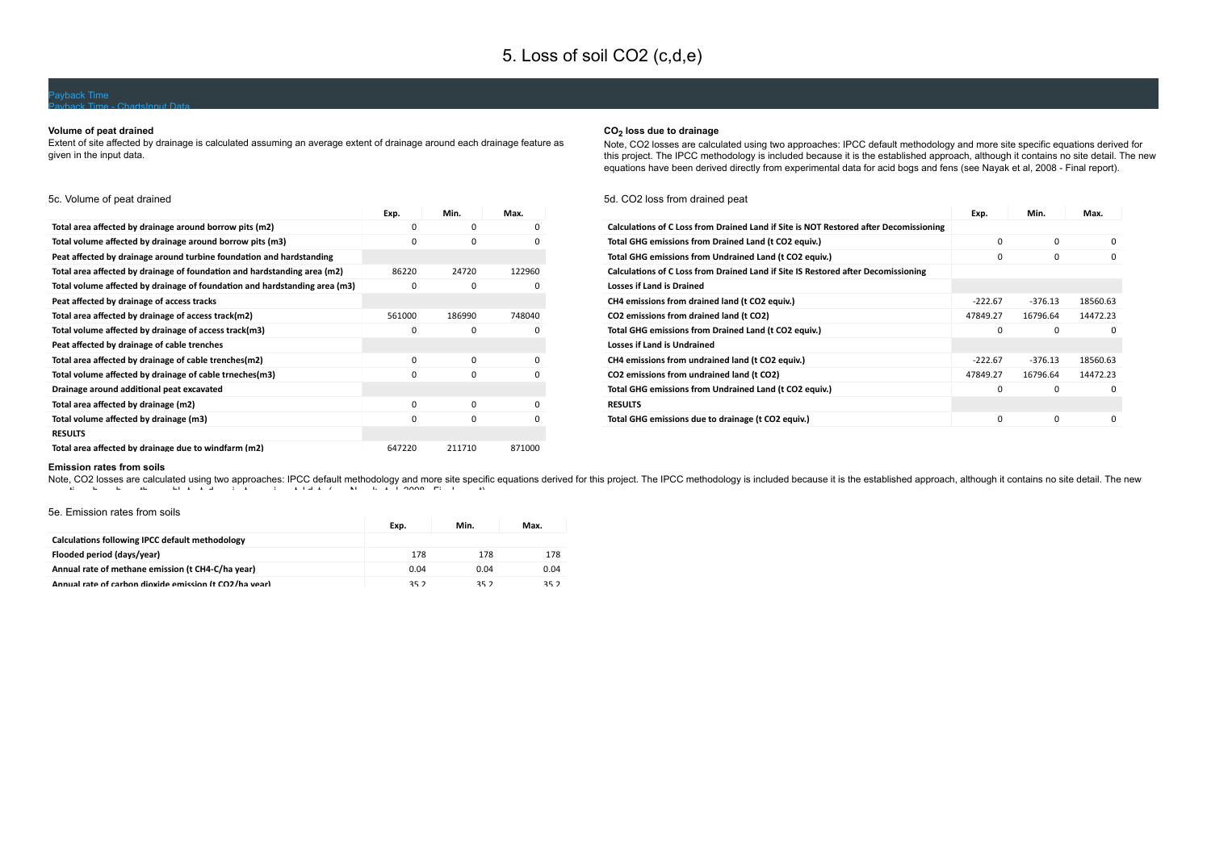# 5. Loss of soil CO2 (c,d,e)

Payback Time
Payback Time - ChartsInput Data

### Volume of peat drained

Extent of site affected by drainage is calculated assuming an average extent of drainage around each drainage feature as given in the input data.

5c. Volume of peat drained

| | Exp. | Min. | Max. |
|---|---|---|---|
| **Total area affected by drainage around borrow pits (m2)** | 0 | 0 | 0 |
| **Total volume affected by drainage around borrow pits (m3)** | 0 | 0 | 0 |
| **Peat affected by drainage around turbine foundation and hardstanding** | | | |
| **Total area affected by drainage of foundation and hardstanding area (m2)** | 86220 | 24720 | 122960 |
| **Total volume affected by drainage of foundation and hardstanding area (m3)** | 0 | 0 | 0 |
| **Peat affected by drainage of access tracks** | | | |
| **Total area affected by drainage of access track(m2)** | 561000 | 186990 | 748040 |
| **Total volume affected by drainage of access track(m3)** | 0 | 0 | 0 |
| **Peat affected by drainage of cable trenches** | | | |
| **Total area affected by drainage of cable trenches(m2)** | 0 | 0 | 0 |
| **Total volume affected by drainage of cable trneches(m3)** | 0 | 0 | 0 |
| **Drainage around additional peat excavated** | | | |
| **Total area affected by drainage (m2)** | 0 | 0 | 0 |
| **Total volume affected by drainage (m3)** | 0 | 0 | 0 |
| **RESULTS** | | | |
| **Total area affected by drainage due to windfarm (m2)** | 647220 | 211710 | 871000 |

### $CO_2$ loss due to drainage

Note, CO2 losses are calculated using two approaches: IPCC default methodology and more site specific equations derived for this project. The IPCC methodology is included because it is the established approach, although it contains no site detail. The new equations have been derived directly from experimental data for acid bogs and fens (see Nayak et al, 2008 - Final report).

5d. CO2 loss from drained peat

| | Exp. | Min. | Max. |
|---|---|---|---|
| **Calculations of C Loss from Drained Land if Site is NOT Restored after Decomissioning** | | | |
| **Total GHG emissions from Drained Land (t CO2 equiv.)** | 0 | 0 | 0 |
| **Total GHG emissions from Undrained Land (t CO2 equiv.)** | 0 | 0 | 0 |
| **Calculations of C Loss from Drained Land if Site IS Restored after Decomissioning** | | | |
| **Losses if Land is Drained** | | | |
| **CH4 emissions from drained land (t CO2 equiv.)** | -222.67 | -376.13 | 18560.63 |
| **CO2 emissions from drained land (t CO2)** | 47849.27 | 16796.64 | 14472.23 |
| **Total GHG emissions from Drained Land (t CO2 equiv.)** | 0 | 0 | 0 |
| **Losses if Land is Undrained** | | | |
| **CH4 emissions from undrained land (t CO2 equiv.)** | -222.67 | -376.13 | 18560.63 |
| **CO2 emissions from undrained land (t CO2)** | 47849.27 | 16796.64 | 14472.23 |
| **Total GHG emissions from Undrained Land (t CO2 equiv.)** | 0 | 0 | 0 |
| **RESULTS** | | | |
| **Total GHG emissions due to drainage (t CO2 equiv.)** | 0 | 0 | 0 |

### Emission rates from soils

Note, CO2 losses are calculated using two approaches: IPCC default methodology and more site specific equations derived for this project. The IPCC methodology is included because it is the established approach, although it contains no site detail. The new equations have been derived directly from experimental data for acid bogs and fens (see Nayak et al, 2008 - Final report).

5e. Emission rates from soils

| | Exp. | Min. | Max. |
|---|---|---|---|
| **Calculations following IPCC default methodology** | | | |
| **Flooded period (days/year)** | 178 | 178 | 178 |
| **Annual rate of methane emission (t CH4-C/ha year)** | 0.04 | 0.04 | 0.04 |
| **Annual rate of carbon dioxide emission (t CO2/ha year)** | 35.2 | 35.2 | 35.2 |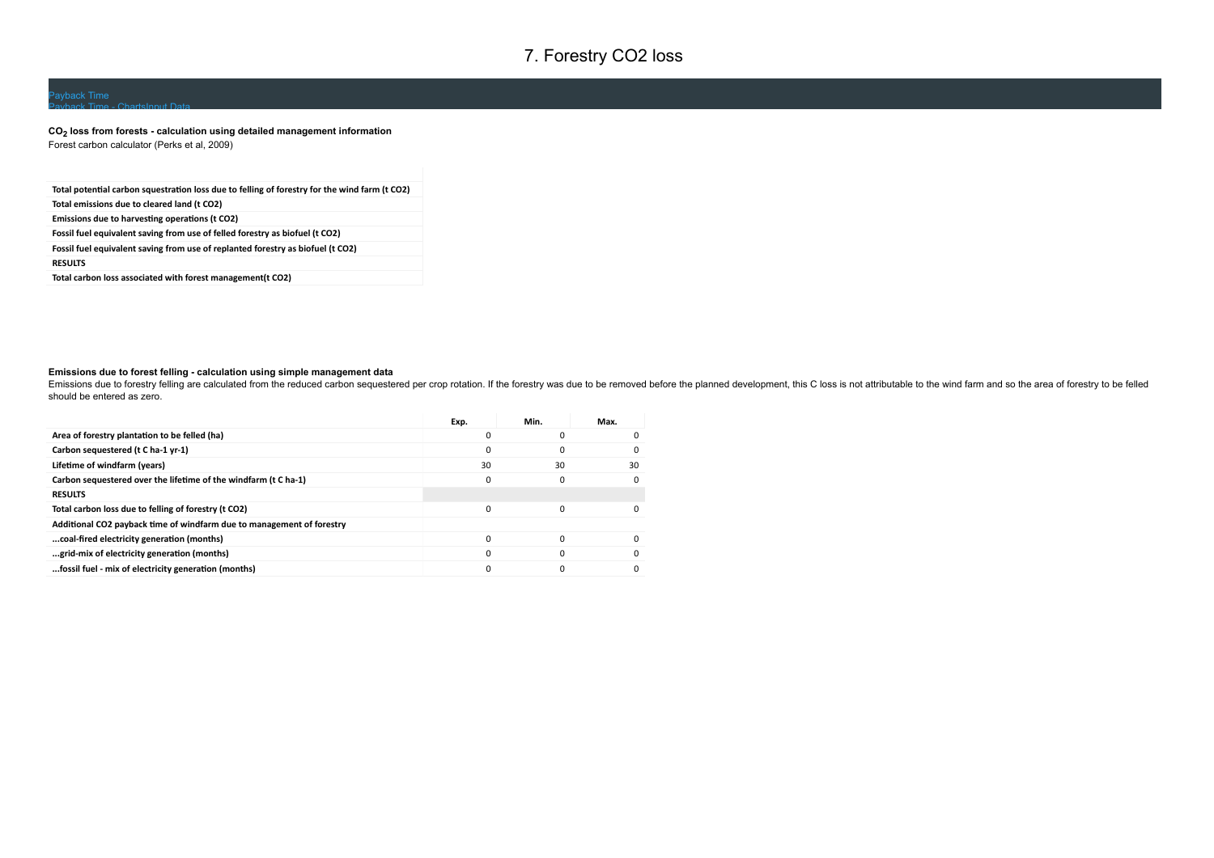# 7. Forestry CO2 loss

Payback Time
Payback Time - ChartsInput Data

**$CO_2$ loss from forests - calculation using detailed management information**
Forest carbon calculator (Perks et al, 2009)

| |
|---|
| **Total potential carbon squestration loss due to felling of forestry for the wind farm (t CO2)** |
| **Total emissions due to cleared land (t CO2)** |
| **Emissions due to harvesting operations (t CO2)** |
| **Fossil fuel equivalent saving from use of felled forestry as biofuel (t CO2)** |
| **Fossil fuel equivalent saving from use of replanted forestry as biofuel (t CO2)** |
| **RESULTS** |
| **Total carbon loss associated with forest management(t CO2)** |

**Emissions due to forest felling - calculation using simple management data**
Emissions due to forestry felling are calculated from the reduced carbon sequestered per crop rotation. If the forestry was due to be removed before the planned development, this C loss is not attributable to the wind farm and so the area of forestry to be felled should be entered as zero.

| | Exp. | Min. | Max. |
|---|---|---|---|
| **Area of forestry plantation to be felled (ha)** | 0 | 0 | 0 |
| **Carbon sequestered (t C ha-1 yr-1)** | 0 | 0 | 0 |
| **Lifetime of windfarm (years)** | 30 | 30 | 30 |
| **Carbon sequestered over the lifetime of the windfarm (t C ha-1)** | 0 | 0 | 0 |
| **RESULTS** | | | |
| **Total carbon loss due to felling of forestry (t CO2)** | 0 | 0 | 0 |
| **Additional CO2 payback time of windfarm due to management of forestry** | | | |
| **...coal-fired electricity generation (months)** | 0 | 0 | 0 |
| **...grid-mix of electricity generation (months)** | 0 | 0 | 0 |
| **...fossil fuel - mix of electricity generation (months)** | 0 | 0 | 0 |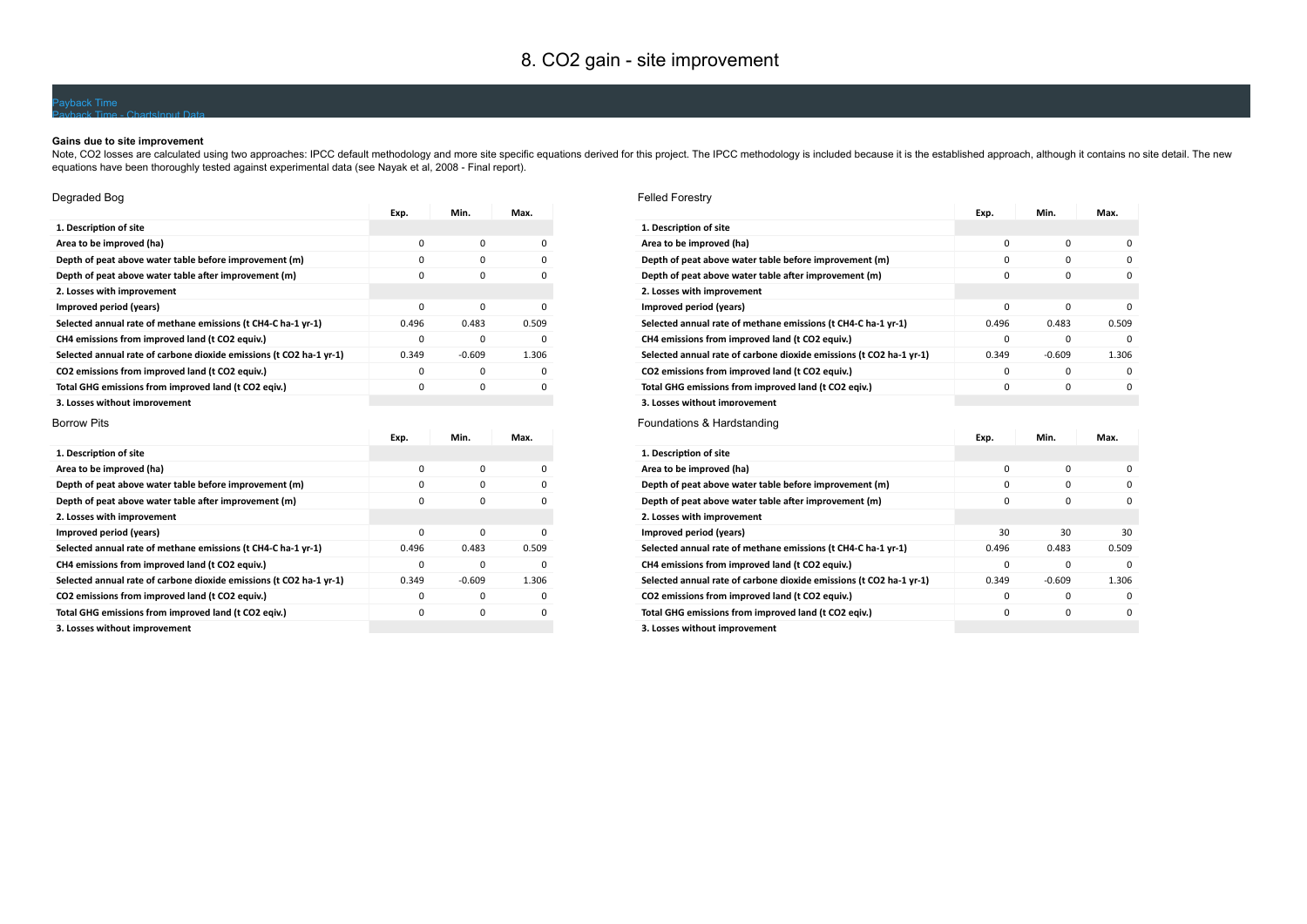# 8. CO2 gain - site improvement

Payback Time
Payback Time - ChartsInput Data

**Gains due to site improvement**

Note, CO2 losses are calculated using two approaches: IPCC default methodology and more site specific equations derived for this project. The IPCC methodology is included because it is the established approach, although it contains no site detail. The new equations have been thoroughly tested against experimental data (see Nayak et al, 2008 - Final report).

### Degraded Bog

| | Exp. | Min. | Max. |
|---|---|---|---|
| **1. Description of site** | | | |
| **Area to be improved (ha)** | 0 | 0 | 0 |
| **Depth of peat above water table before improvement (m)** | 0 | 0 | 0 |
| **Depth of peat above water table after improvement (m)** | 0 | 0 | 0 |
| **2. Losses with improvement** | | | |
| **Improved period (years)** | 0 | 0 | 0 |
| **Selected annual rate of methane emissions (t CH4-C ha-1 yr-1)** | 0.496 | 0.483 | 0.509 |
| **CH4 emissions from improved land (t CO2 equiv.)** | 0 | 0 | 0 |
| **Selected annual rate of carbone dioxide emissions (t CO2 ha-1 yr-1)** | 0.349 | -0.609 | 1.306 |
| **CO2 emissions from improved land (t CO2 equiv.)** | 0 | 0 | 0 |
| **Total GHG emissions from improved land (t CO2 eqiv.)** | 0 | 0 | 0 |
| **3. Losses without improvement** | | | |

### Felled Forestry

| | Exp. | Min. | Max. |
|---|---|---|---|
| **1. Description of site** | | | |
| **Area to be improved (ha)** | 0 | 0 | 0 |
| **Depth of peat above water table before improvement (m)** | 0 | 0 | 0 |
| **Depth of peat above water table after improvement (m)** | 0 | 0 | 0 |
| **2. Losses with improvement** | | | |
| **Improved period (years)** | 0 | 0 | 0 |
| **Selected annual rate of methane emissions (t CH4-C ha-1 yr-1)** | 0.496 | 0.483 | 0.509 |
| **CH4 emissions from improved land (t CO2 equiv.)** | 0 | 0 | 0 |
| **Selected annual rate of carbone dioxide emissions (t CO2 ha-1 yr-1)** | 0.349 | -0.609 | 1.306 |
| **CO2 emissions from improved land (t CO2 equiv.)** | 0 | 0 | 0 |
| **Total GHG emissions from improved land (t CO2 eqiv.)** | 0 | 0 | 0 |
| **3. Losses without improvement** | | | |

### Borrow Pits

| | Exp. | Min. | Max. |
|---|---|---|---|
| **1. Description of site** | | | |
| **Area to be improved (ha)** | 0 | 0 | 0 |
| **Depth of peat above water table before improvement (m)** | 0 | 0 | 0 |
| **Depth of peat above water table after improvement (m)** | 0 | 0 | 0 |
| **2. Losses with improvement** | | | |
| **Improved period (years)** | 0 | 0 | 0 |
| **Selected annual rate of methane emissions (t CH4-C ha-1 yr-1)** | 0.496 | 0.483 | 0.509 |
| **CH4 emissions from improved land (t CO2 equiv.)** | 0 | 0 | 0 |
| **Selected annual rate of carbone dioxide emissions (t CO2 ha-1 yr-1)** | 0.349 | -0.609 | 1.306 |
| **CO2 emissions from improved land (t CO2 equiv.)** | 0 | 0 | 0 |
| **Total GHG emissions from improved land (t CO2 eqiv.)** | 0 | 0 | 0 |
| **3. Losses without improvement** | | | |

### Foundations & Hardstanding

| | Exp. | Min. | Max. |
|---|---|---|---|
| **1. Description of site** | | | |
| **Area to be improved (ha)** | 0 | 0 | 0 |
| **Depth of peat above water table before improvement (m)** | 0 | 0 | 0 |
| **Depth of peat above water table after improvement (m)** | 0 | 0 | 0 |
| **2. Losses with improvement** | | | |
| **Improved period (years)** | 30 | 30 | 30 |
| **Selected annual rate of methane emissions (t CH4-C ha-1 yr-1)** | 0.496 | 0.483 | 0.509 |
| **CH4 emissions from improved land (t CO2 equiv.)** | 0 | 0 | 0 |
| **Selected annual rate of carbone dioxide emissions (t CO2 ha-1 yr-1)** | 0.349 | -0.609 | 1.306 |
| **CO2 emissions from improved land (t CO2 equiv.)** | 0 | 0 | 0 |
| **Total GHG emissions from improved land (t CO2 eqiv.)** | 0 | 0 | 0 |
| **3. Losses without improvement** | | | |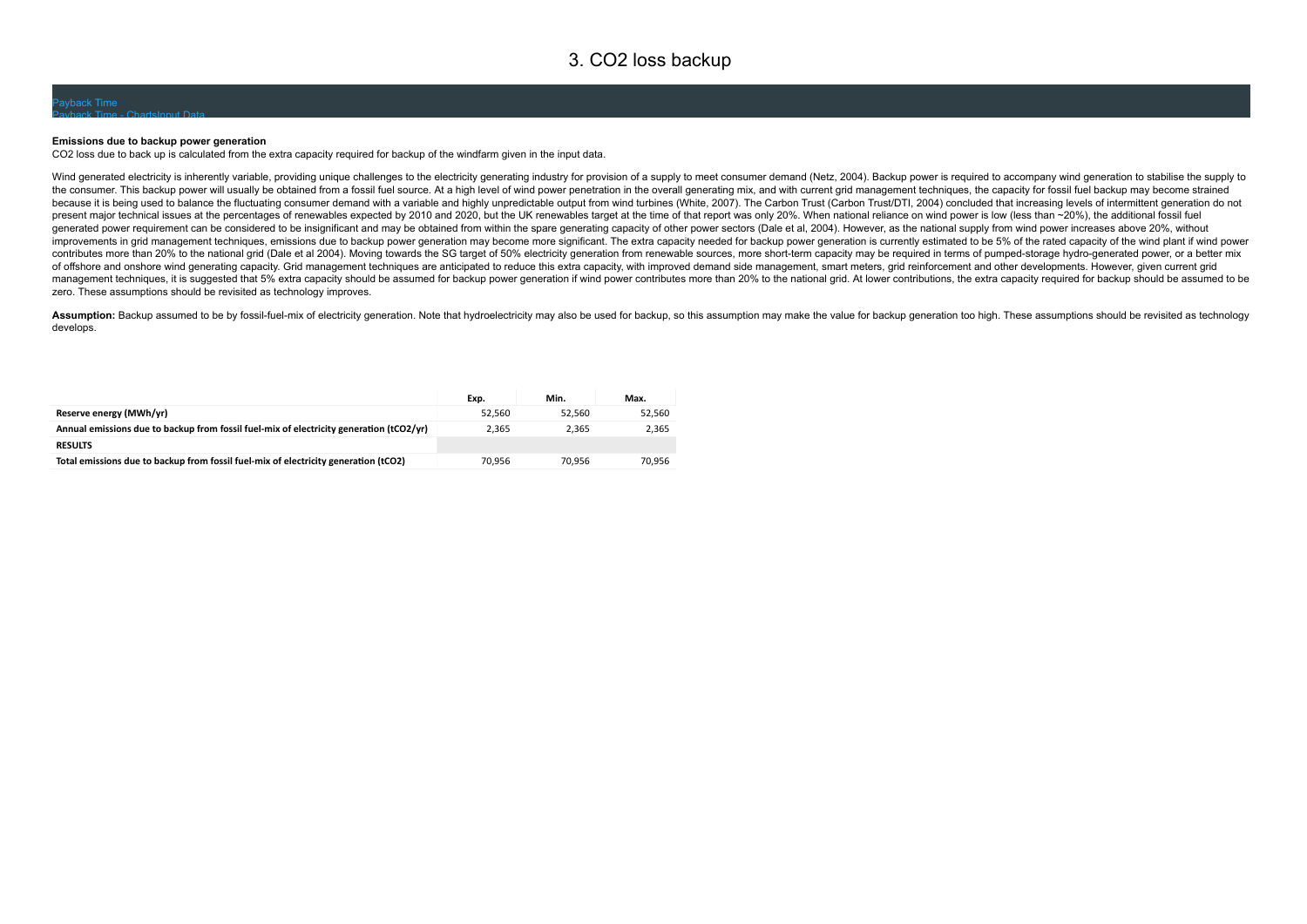# 3. CO2 loss backup

Payback Time
Payback Time - ChartsInput Data

**Emissions due to backup power generation**

CO2 loss due to back up is calculated from the extra capacity required for backup of the windfarm given in the input data.

Wind generated electricity is inherently variable, providing unique challenges to the electricity generating industry for provision of a supply to meet consumer demand (Netz, 2004). Backup power is required to accompany wind generation to stabilise the supply to the consumer. This backup power will usually be obtained from a fossil fuel source. At a high level of wind power penetration in the overall generating mix, and with current grid management techniques, the capacity for fossil fuel backup may become strained because it is being used to balance the fluctuating consumer demand with a variable and highly unpredictable output from wind turbines (White, 2007). The Carbon Trust (Carbon Trust/DTI, 2004) concluded that increasing levels of intermittent generation do not present major technical issues at the percentages of renewables expected by 2010 and 2020, but the UK renewables target at the time of that report was only 20%. When national reliance on wind power is low (less than ~20%), the additional fossil fuel generated power requirement can be considered to be insignificant and may be obtained from within the spare generating capacity of other power sectors (Dale et al, 2004). However, as the national supply from wind power increases above 20%, without improvements in grid management techniques, emissions due to backup power generation may become more significant. The extra capacity needed for backup power generation is currently estimated to be 5% of the rated capacity of the wind plant if wind power contributes more than 20% to the national grid (Dale et al 2004). Moving towards the SG target of 50% electricity generation from renewable sources, more short-term capacity may be required in terms of pumped-storage hydro-generated power, or a better mix of offshore and onshore wind generating capacity. Grid management techniques are anticipated to reduce this extra capacity, with improved demand side management, smart meters, grid reinforcement and other developments. However, given current grid management techniques, it is suggested that 5% extra capacity should be assumed for backup power generation if wind power contributes more than 20% to the national grid. At lower contributions, the extra capacity required for backup should be assumed to be zero. These assumptions should be revisited as technology improves.

**Assumption:** Backup assumed to be by fossil-fuel-mix of electricity generation. Note that hydroelectricity may also be used for backup, so this assumption may make the value for backup generation too high. These assumptions should be revisited as technology develops.

| | Exp. | Min. | Max. |
|---|---|---|---|
| **Reserve energy (MWh/yr)** | 52,560 | 52,560 | 52,560 |
| **Annual emissions due to backup from fossil fuel-mix of electricity generation (tCO2/yr)** | 2,365 | 2,365 | 2,365 |
| **RESULTS** | | | |
| **Total emissions due to backup from fossil fuel-mix of electricity generation (tCO2)** | 70,956 | 70,956 | 70,956 |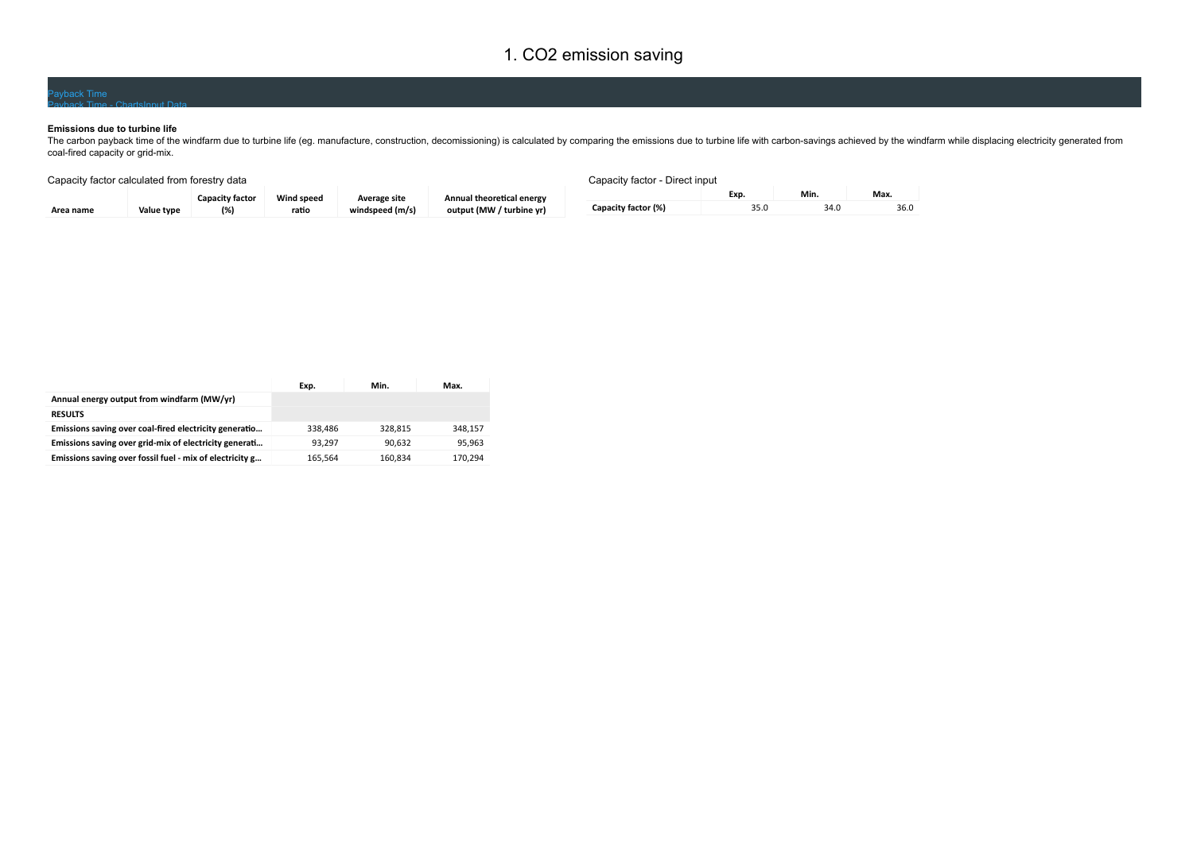# 1. $CO_2$ emission saving

Payback Time
Payback Time - ChartsInput Data

**Emissions due to turbine life**

The carbon payback time of the windfarm due to turbine life (eg. manufacture, construction, decomissioning) is calculated by comparing the emissions due to turbine life with carbon-savings achieved by the windfarm while displacing electricity generated from coal-fired capacity or grid-mix.

Capacity factor calculated from forestry data

| Area name | Value type | Capacity factor (%) | Wind speed ratio | Average site windspeed (m/s) | Annual theoretical energy output (MW / turbine yr) |
|---|---|---|---|---|---|

Capacity factor - Direct input

| | Exp. | Min. | Max. |
|---|---|---|---|
| **Capacity factor (%)** | 35.0 | 34.0 | 36.0 |

| | Exp. | Min. | Max. |
|---|---|---|---|
| **Annual energy output from windfarm (MW/yr)** | | | |
| **RESULTS** | | | |
| **Emissions saving over coal-fired electricity generatio…** | 338,486 | 328,815 | 348,157 |
| **Emissions saving over grid-mix of electricity generati…** | 93,297 | 90,632 | 95,963 |
| **Emissions saving over fossil fuel - mix of electricity g…** | 165,564 | 160,834 | 170,294 |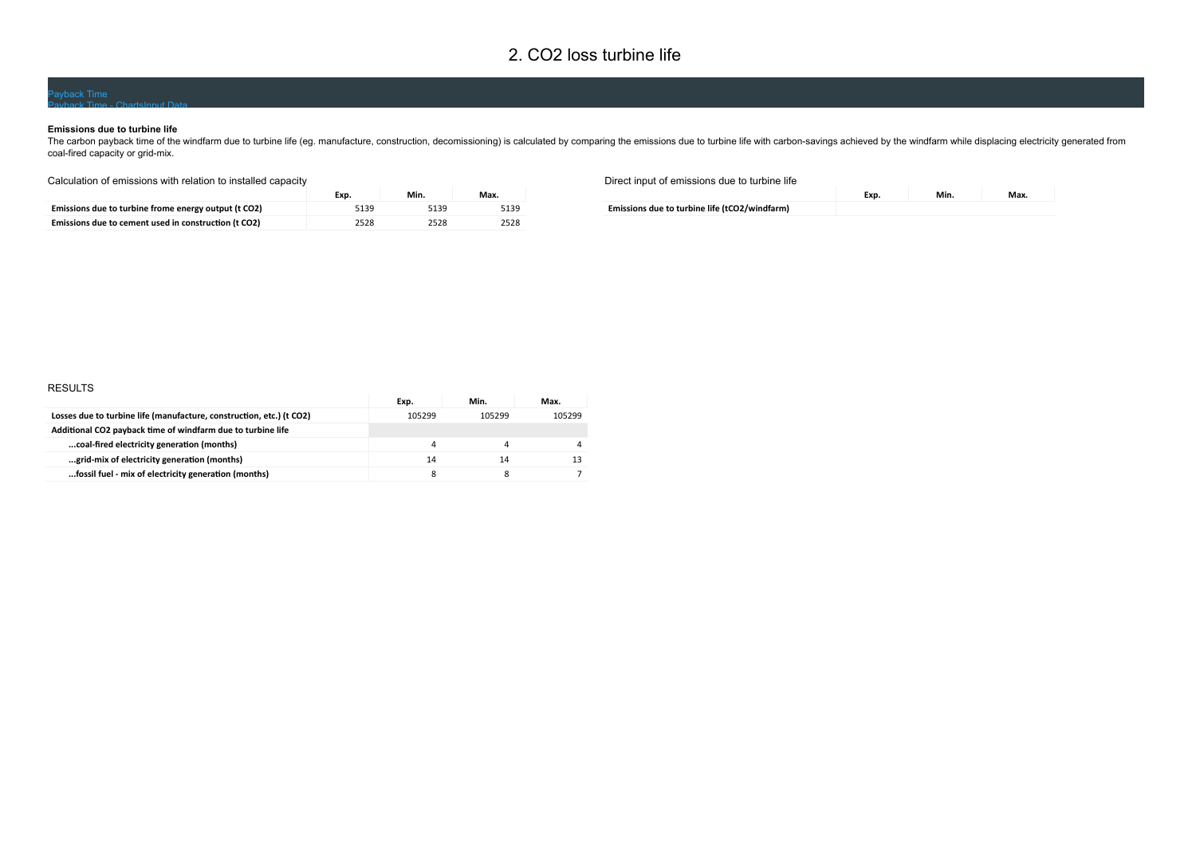# 2. CO2 loss turbine life

Payback Time
Payback Time - ChartsInput Data

**Emissions due to turbine life**

The carbon payback time of the windfarm due to turbine life (eg. manufacture, construction, decomissioning) is calculated by comparing the emissions due to turbine life with carbon-savings achieved by the windfarm while displacing electricity generated from coal-fired capacity or grid-mix.

Calculation of emissions with relation to installed capacity

| | Exp. | Min. | Max. |
|---|---|---|---|
| **Emissions due to turbine frome energy output (t CO2)** | 5139 | 5139 | 5139 |
| **Emissions due to cement used in construction (t CO2)** | 2528 | 2528 | 2528 |

Direct input of emissions due to turbine life

| | Exp. | Min. | Max. |
|---|---|---|---|
| **Emissions due to turbine life (tCO2/windfarm)** | | | |

RESULTS

| | Exp. | Min. | Max. |
|---|---|---|---|
| **Losses due to turbine life (manufacture, construction, etc.) (t CO2)** | 105299 | 105299 | 105299 |
| **Additional CO2 payback time of windfarm due to turbine life** | | | |
| **...coal-fired electricity generation (months)** | 4 | 4 | 4 |
| **...grid-mix of electricity generation (months)** | 14 | 14 | 13 |
| **...fossil fuel - mix of electricity generation (months)** | 8 | 8 | 7 |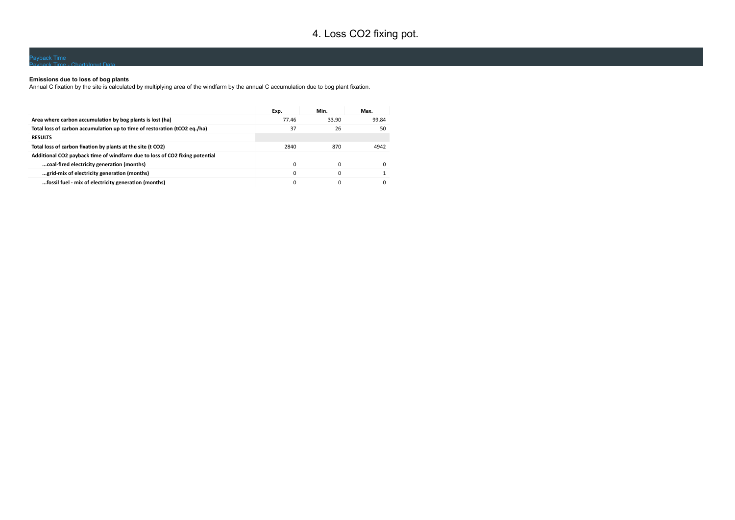# 4. Loss CO2 fixing pot.

Payback Time
Payback Time - ChartsInput Data

**Emissions due to loss of bog plants**
Annual C fixation by the site is calculated by multiplying area of the windfarm by the annual C accumulation due to bog plant fixation.

| | Exp. | Min. | Max. |
|---|---|---|---|
| **Area where carbon accumulation by bog plants is lost (ha)** | 77.46 | 33.90 | 99.84 |
| **Total loss of carbon accumulation up to time of restoration (tCO2 eq./ha)** | 37 | 26 | 50 |
| **RESULTS** | | | |
| **Total loss of carbon fixation by plants at the site (t CO2)** | 2840 | 870 | 4942 |
| **Additional CO2 payback time of windfarm due to loss of CO2 fixing potential** | | | |
| **...coal-fired electricity generation (months)** | 0 | 0 | 0 |
| **...grid-mix of electricity generation (months)** | 0 | 0 | 1 |
| **...fossil fuel - mix of electricity generation (months)** | 0 | 0 | 0 |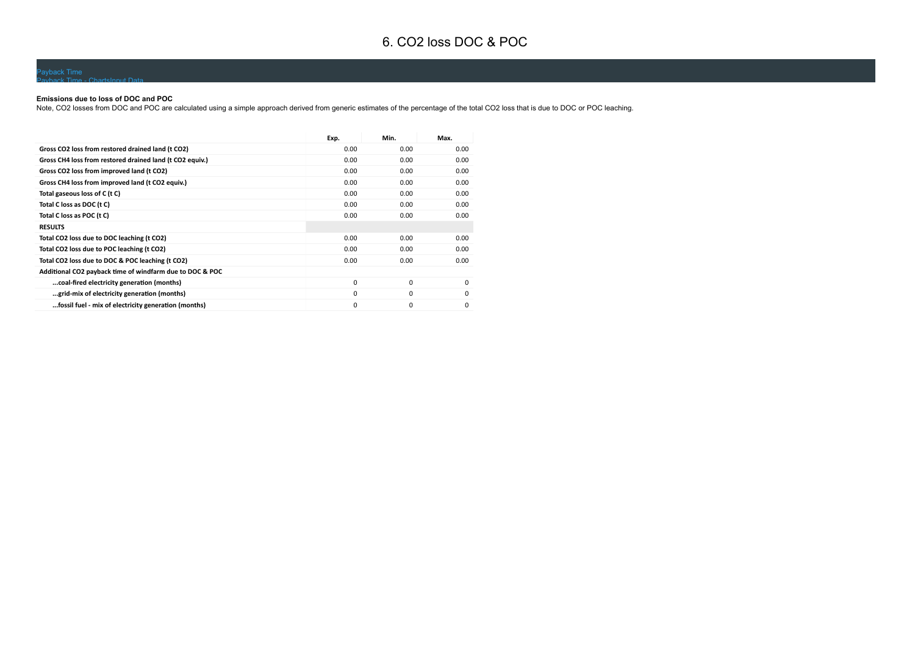# 6. CO2 loss DOC & POC

Payback Time
Payback Time - ChartsInput Data

**Emissions due to loss of DOC and POC**

Note, CO2 losses from DOC and POC are calculated using a simple approach derived from generic estimates of the percentage of the total CO2 loss that is due to DOC or POC leaching.

| | Exp. | Min. | Max. |
|---|---|---|---|
| **Gross CO2 loss from restored drained land (t CO2)** | 0.00 | 0.00 | 0.00 |
| **Gross CH4 loss from restored drained land (t CO2 equiv.)** | 0.00 | 0.00 | 0.00 |
| **Gross CO2 loss from improved land (t CO2)** | 0.00 | 0.00 | 0.00 |
| **Gross CH4 loss from improved land (t CO2 equiv.)** | 0.00 | 0.00 | 0.00 |
| **Total gaseous loss of C (t C)** | 0.00 | 0.00 | 0.00 |
| **Total C loss as DOC (t C)** | 0.00 | 0.00 | 0.00 |
| **Total C loss as POC (t C)** | 0.00 | 0.00 | 0.00 |
| **RESULTS** | | | |
| **Total CO2 loss due to DOC leaching (t CO2)** | 0.00 | 0.00 | 0.00 |
| **Total CO2 loss due to POC leaching (t CO2)** | 0.00 | 0.00 | 0.00 |
| **Total CO2 loss due to DOC & POC leaching (t CO2)** | 0.00 | 0.00 | 0.00 |
| **Additional CO2 payback time of windfarm due to DOC & POC** | | | |
| **...coal-fired electricity generation (months)** | 0 | 0 | 0 |
| **...grid-mix of electricity generation (months)** | 0 | 0 | 0 |
| **...fossil fuel - mix of electricity generation (months)** | 0 | 0 | 0 |